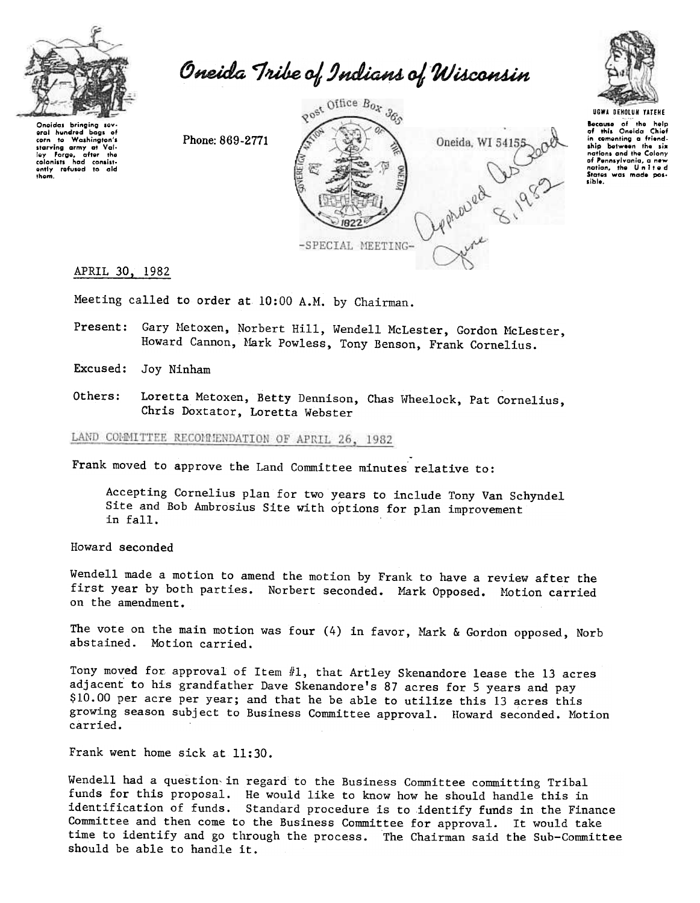# Oneida Tribe of Indians of Wisconsin

Oneidas bringing several hundred bags of corn to Washington's starving army at Valley Forge, after the colonists had consistently refused to aid them.

Phone: 869-2771

Post Office Box 365

Oneida, WI 54155

UGWA DEHOLUN YATEHE

Because of the help of this Oneida Chief in cementing a friendship between the six nations and the Colony of Pennsylvania, a new nation, the United States was made possible.

Approved As Read June 8, 1982

-SPECIAL MEETING-

APRIL 30, 1982

Meeting called to order at 10:00 A.M. by Chairman.

Present: Gary Metoxen, Norbert Hill, Wendell McLester, Gordon McLester, Howard Cannon, Mark Powless, Tony Benson, Frank Cornelius.

Excused: Joy Ninham

Others: Loretta Metoxen, Betty Dennison, Chas Wheelock, Pat Cornelius, Chris Doxtator, Loretta Webster

LAND COMMITTEE RECOMMENDATION OF APRIL 26, 1982

Frank moved to approve the Land Committee minutes relative to:

> Accepting Cornelius plan for two years to include Tony Van Schyndel Site and Bob Ambrosius Site with options for plan improvement in fall.

Howard seconded

Wendell made a motion to amend the motion by Frank to have a review after the first year by both parties. Norbert seconded. Mark Opposed. Motion carried on the amendment.

The vote on the main motion was four (4) in favor, Mark & Gordon opposed, Norb abstained. Motion carried.

Tony moved for approval of Item #1, that Artley Skenandore lease the 13 acres adjacent to his grandfather Dave Skenandore's 87 acres for 5 years and pay $10.00 per acre per year; and that he be able to utilize this 13 acres this growing season subject to Business Committee approval. Howard seconded. Motion carried.

Frank went home sick at 11:30.

Wendell had a question in regard to the Business Committee committing Tribal funds for this proposal. He would like to know how he should handle this in identification of funds. Standard procedure is to identify funds in the Finance Committee and then come to the Business Committee for approval. It would take time to identify and go through the process. The Chairman said the Sub-Committee should be able to handle it.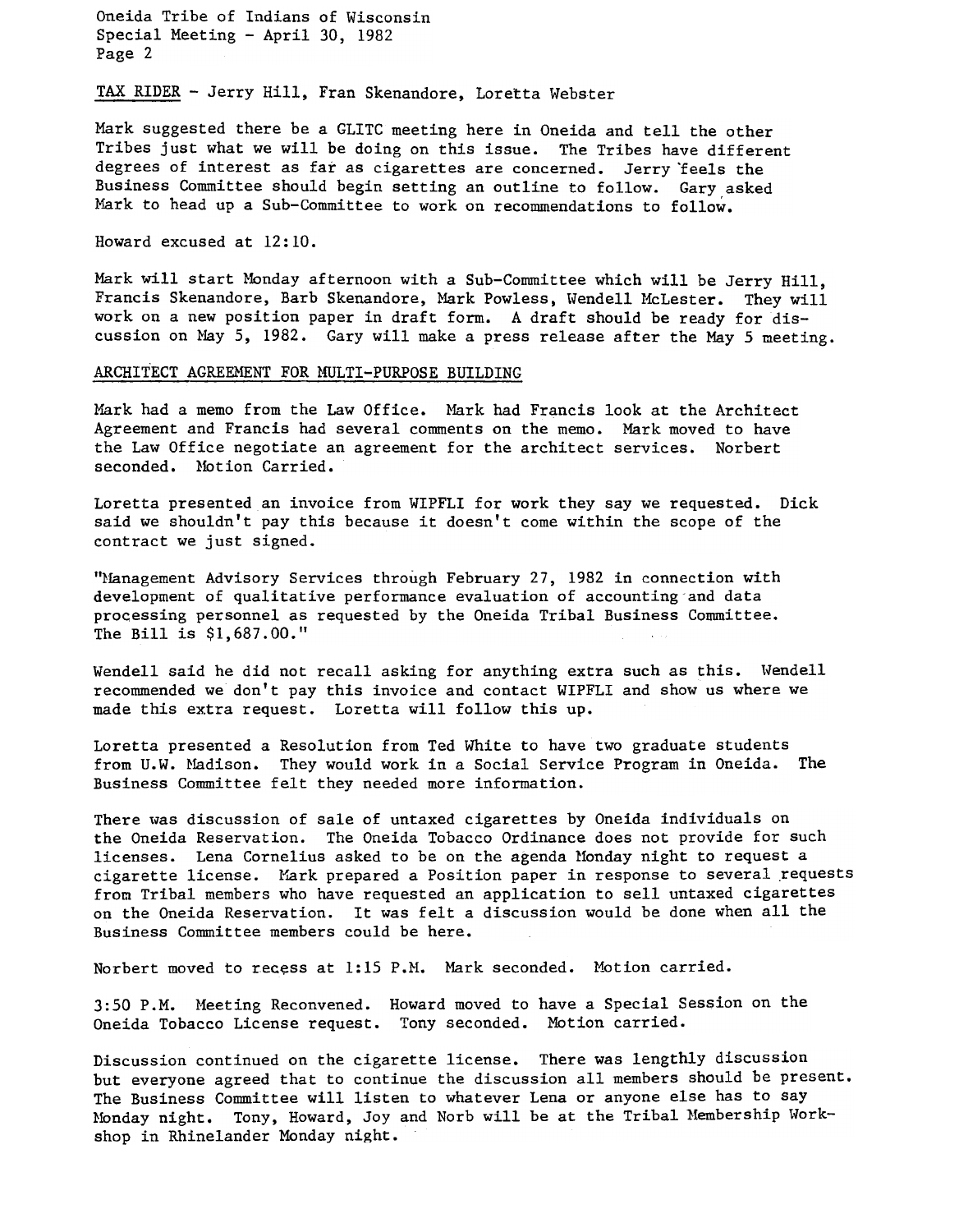TAX RIDER - Jerry Hill, Fran Skenandore, Loretta Webster

Mark suggested there be a GLITC meeting here in Oneida and tell the other Tribes just what we will be doing on this issue. The Tribes have different degrees of interest as far as cigarettes are concerned. Jerry feels the Business Committee should begin setting an outline to follow. Gary asked Mark to head up a Sub-Committee to work on recommendations to follow.

Howard excused at 12:10.

Mark will start Monday afternoon with a Sub-Committee which will be Jerry Hill, Francis Skenandore, Barb Skenandore, Mark Powless, Wendell McLester. They will work on a new position paper in draft form. A draft should be ready for discussion on May 5, 1982. Gary will make a press release after the May 5 meeting.

ARCHITECT AGREEMENT FOR MULTI-PURPOSE BUILDING

Mark had a memo from the Law Office. Mark had Francis look at the Architect Agreement and Francis had several comments on the memo. Mark moved to have the Law Office negotiate an agreement for the architect services. Norbert seconded. Motion Carried.

Loretta presented an invoice from WIPFLI for work they say we requested. Dick said we shouldn't pay this because it doesn't come within the scope of the contract we just signed.

"Management Advisory Services through February 27, 1982 in connection with development of qualitative performance evaluation of accounting and data processing personnel as requested by the Oneida Tribal Business Committee. The Bill is $1,687.00."

Wendell said he did not recall asking for anything extra such as this. Wendell recommended we don't pay this invoice and contact WIPFLI and show us where we made this extra request. Loretta will follow this up.

Loretta presented a Resolution from Ted White to have two graduate students from U.W. Madison. They would work in a Social Service Program in Oneida. The Business Committee felt they needed more information.

There was discussion of sale of untaxed cigarettes by Oneida individuals on the Oneida Reservation. The Oneida Tobacco Ordinance does not provide for such licenses. Lena Cornelius asked to be on the agenda Monday night to request a cigarette license. Mark prepared a Position paper in response to several requests from Tribal members who have requested an application to sell untaxed cigarettes on the Oneida Reservation. It was felt a discussion would be done when all the Business Committee members could be here.

Norbert moved to recess at 1:15 P.M. Mark seconded. Motion carried.

3:50 P.M. Meeting Reconvened. Howard moved to have a Special Session on the Oneida Tobacco License request. Tony seconded. Motion carried.

Discussion continued on the cigarette license. There was lengthly discussion but everyone agreed that to continue the discussion all members should be present. The Business Committee will listen to whatever Lena or anyone else has to say Monday night. Tony, Howard, Joy and Norb will be at the Tribal Membership Workshop in Rhinelander Monday night.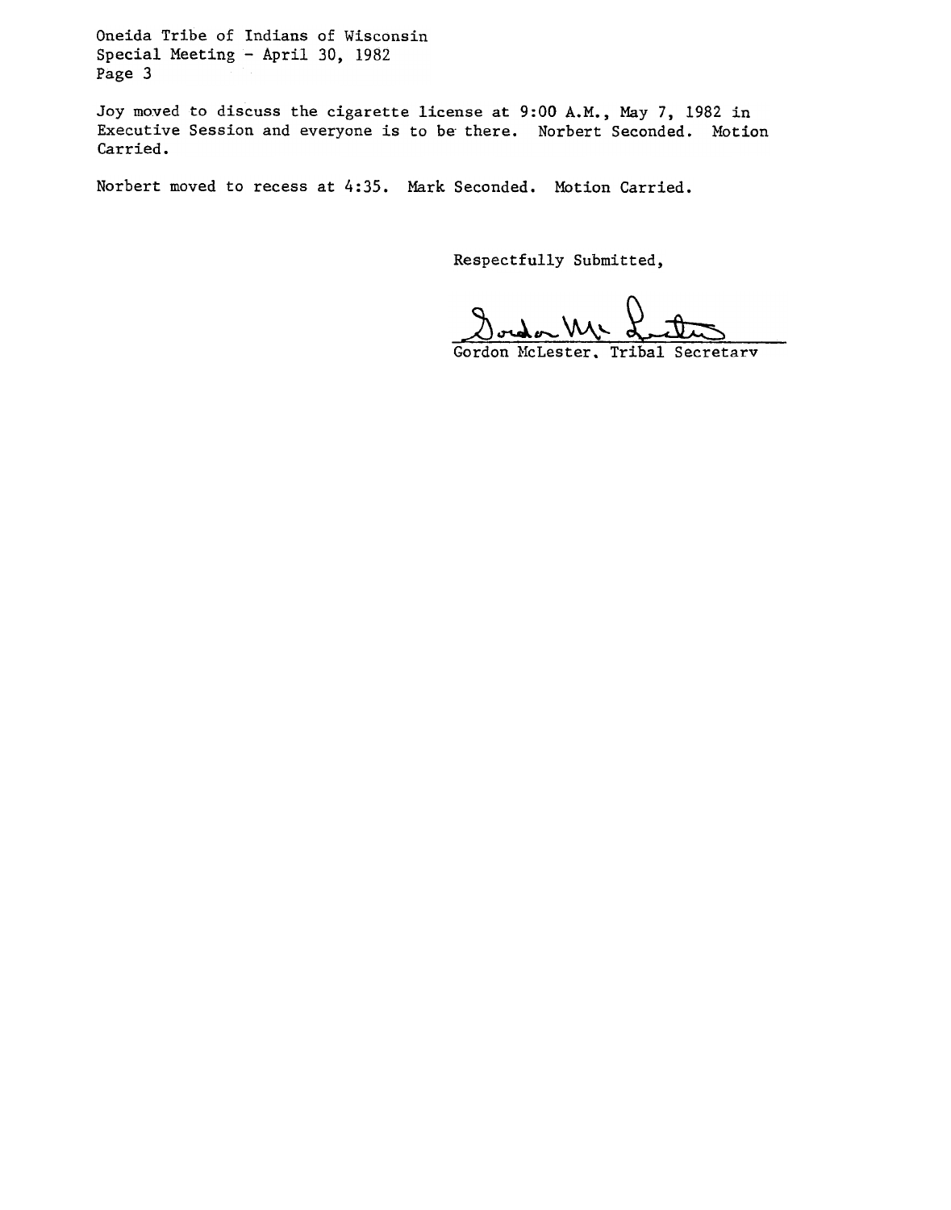Joy moved to discuss the cigarette license at 9:00 A.M., May 7, 1982 in Executive Session and everyone is to be there. Norbert Seconded. Motion Carried.

Norbert moved to recess at 4:35. Mark Seconded. Motion Carried.

Respectfully Submitted,

Gordon McLester, Tribal Secretary